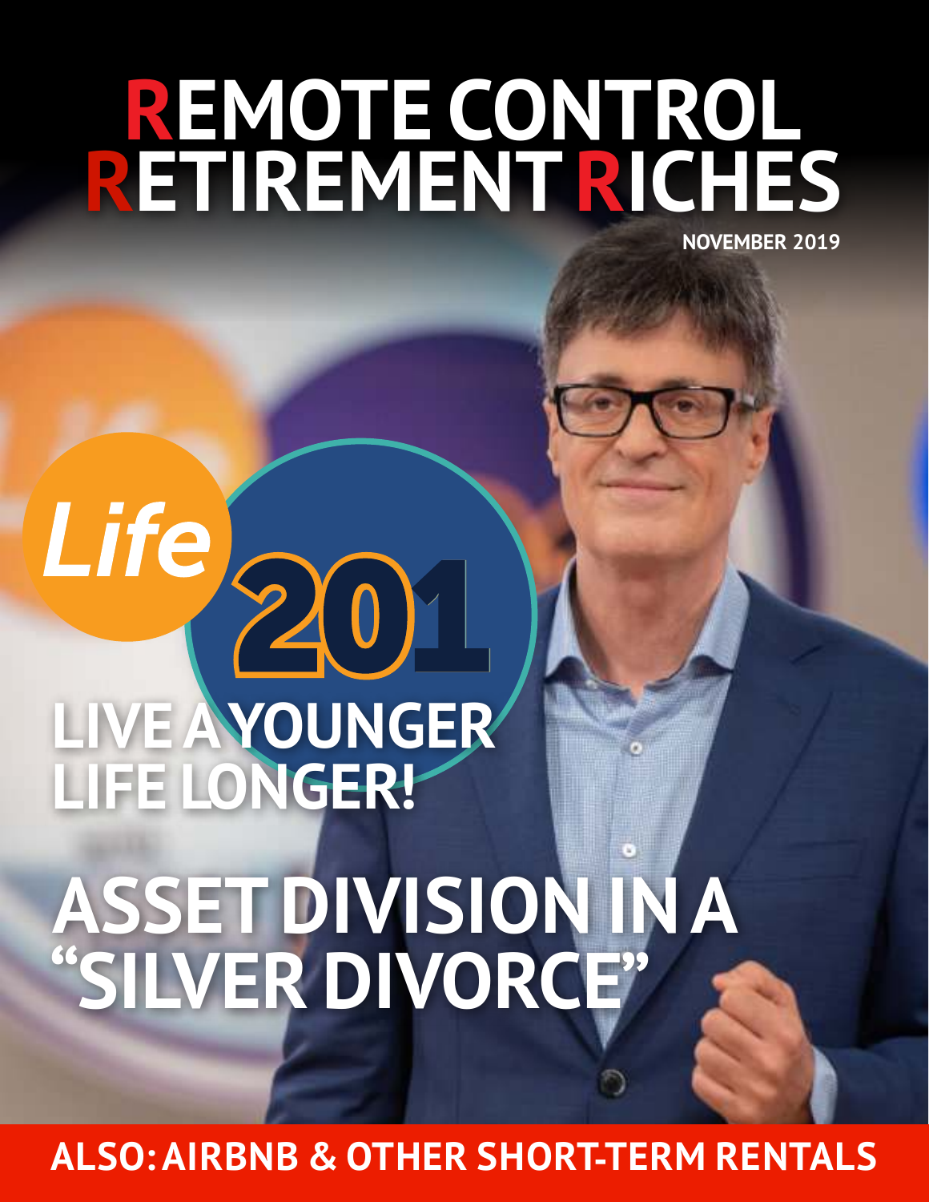# REMOTE CONTROL RETIREMENT RICHES

NOVEMBER 2019

Life 201

## LIVE A YOUNGER LIFE LONGER!

## ASSET DIVISION IN A "SILVER DIVORCE"

**ALSO: AIRBNB & OTHER SHORT-TERM RENTALS**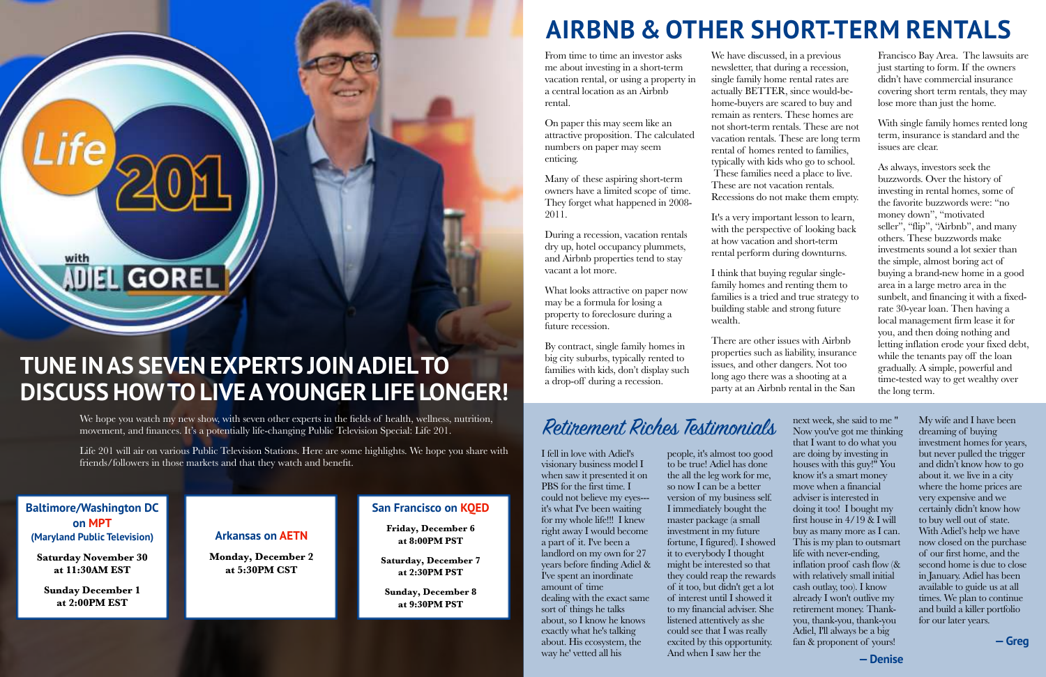## TUNE IN AS SEVEN EXPERTS JOIN ADIEL TO DISCUSS HOW TO LIVE A YOUNGER LIFE LONGER!

We hope you watch my new show, with seven other experts in the fields of health, wellness, nutrition, movement, and finances. It's a potentially life-changing Public Television Special: Life 201.

Life 201 will air on various Public Television Stations. Here are some highlights. We hope you share with friends/followers in those markets and that they watch and benefit.

**Baltimore/Washington DC on MPT (Maryland Public Television)**

**Saturday November 30 at 11:30AM EST**

**Sunday December 1 at 2:00PM EST**

**Arkansas on AETN**

**Monday, December 2 at 5:30PM CST**

**San Francisco on KQED**

**Friday, December 6 at 8:00PM PST**

**Saturday, December 7 at 2:30PM PST**

**Sunday, December 8 at 9:30PM PST**

# AIRBNB & OTHER SHORT-TERM RENTALS

From time to time an investor asks me about investing in a short-term vacation rental, or using a property in a central location as an Airbnb rental.

On paper this may seem like an attractive proposition. The calculated numbers on paper may seem enticing.

Many of these aspiring short-term owners have a limited scope of time. They forget what happened in 2008-2011.

During a recession, vacation rentals dry up, hotel occupancy plummets, and Airbnb properties tend to stay vacant a lot more.

What looks attractive on paper now may be a formula for losing a property to foreclosure during a future recession.

By contract, single family homes in big city suburbs, typically rented to families with kids, don't display such a drop-off during a recession.

We have discussed, in a previous newsletter, that during a recession, single family home rental rates are actually BETTER, since would-be-home-buyers are scared to buy and remain as renters. These homes are not short-term rentals. These are not vacation rentals. These are long term rental of homes rented to families, typically with kids who go to school. These families need a place to live. These are not vacation rentals. Recessions do not make them empty.

It's a very important lesson to learn, with the perspective of looking back at how vacation and short-term rental perform during downturns.

I think that buying regular single-family homes and renting them to families is a tried and true strategy to building stable and strong future wealth.

There are other issues with Airbnb properties such as liability, insurance issues, and other dangers. Not too long ago there was a shooting at a party at an Airbnb rental in the San Francisco Bay Area. The lawsuits are just starting to form. If the owners didn't have commercial insurance covering short term rentals, they may lose more than just the home.

With single family homes rented long term, insurance is standard and the issues are clear.

As always, investors seek the buzzwords. Over the history of investing in rental homes, some of the favorite buzzwords were: "no money down", "motivated seller", "flip", "Airbnb", and many others. These buzzwords make investments sound a lot sexier than the simple, almost boring act of buying a brand-new home in a good area in a large metro area in the sunbelt, and financing it with a fixed-rate 30-year loan. Then having a local management firm lease it for you, and then doing nothing and letting inflation erode your fixed debt, while the tenants pay off the loan gradually. A simple, powerful and time-tested way to get wealthy over the long term.

## Retirement Riches Testimonials

I fell in love with Adiel's visionary business model I when saw it presented it on PBS for the first time. I could not believe my eyes---it's what I've been waiting for my whole life!!! I knew right away I would become a part of it. I've been a landlord on my own for 27 years before finding Adiel & I've spent an inordinate amount of time dealing with the exact same sort of things he talks about, so I know he knows exactly what he's talking about. His ecosystem, the way he' vetted all his people, it's almost too good to be true! Adiel has done the all the leg work for me, so now I can be a better version of my business self. I immediately bought the master package (a small investment in my future fortune, I figured). I showed it to everybody I thought might be interested so that they could reap the rewards of it too, but didn't get a lot of interest until I showed it to my financial adviser. She listened attentively as she could see that I was really excited by this opportunity. And when I saw her the next week, she said to me " Now you've got me thinking that I want to do what you are doing by investing in houses with this guy!" You know it's a smart money move when a financial adviser is interested in doing it too! I bought my first house in 4/19 & I will buy as many more as I can. This is my plan to outsmart life with never-ending, inflation proof cash flow (& with relatively small initial cash outlay, too). I know already I won't outlive my retirement money. Thank-you, thank-you, thank-you Adiel, I'll always be a big fan & proponent of yours!

**— Denise**

My wife and I have been dreaming of buying investment homes for years, but never pulled the trigger and didn't know how to go about it. we live in a city where the home prices are very expensive and we certainly didn't know how to buy well out of state. With Adiel's help we have now closed on the purchase of our first home, and the second home is due to close in January. Adiel has been available to guide us at all times. We plan to continue and build a killer portfolio for our later years.

**— Greg**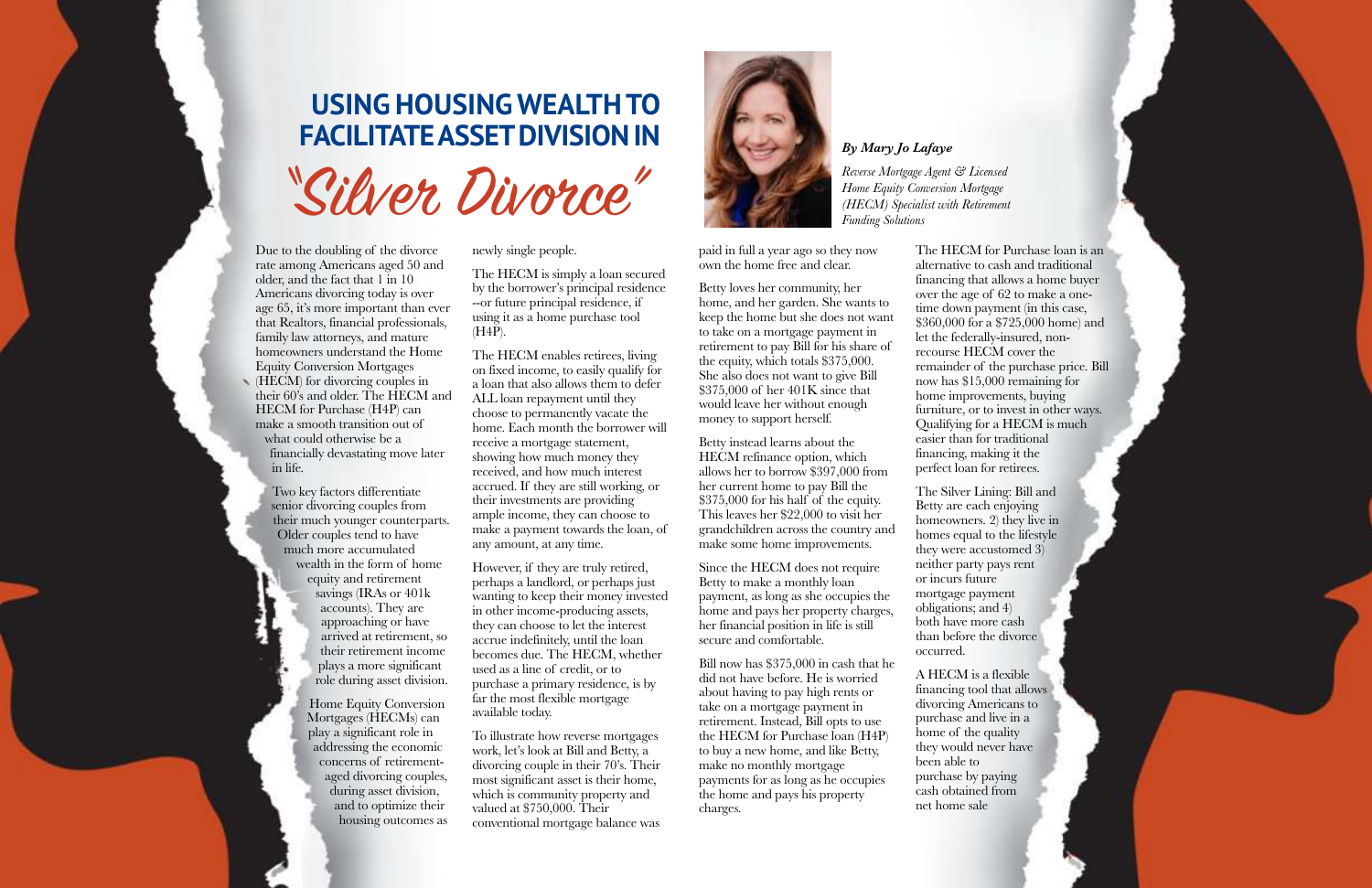# USING HOUSING WEALTH TO FACILITATE ASSET DIVISION IN "Silver Divorce"

*By Mary Jo Lafaye*

*Reverse Mortgage Agent & Licensed Home Equity Conversion Mortgage (HECM) Specialist with Retirement Funding Solutions*

Due to the doubling of the divorce rate among Americans aged 50 and older, and the fact that 1 in 10 Americans divorcing today is over age 65, it's more important than ever that Realtors, financial professionals, family law attorneys, and mature homeowners understand the Home Equity Conversion Mortgages (HECM) for divorcing couples in their 60's and older. The HECM and HECM for Purchase (H4P) can make a smooth transition out of what could otherwise be a financially devastating move later in life.

Two key factors differentiate senior divorcing couples from their much younger counterparts. Older couples tend to have much more accumulated wealth in the form of home equity and retirement savings (IRAs or 401k accounts). They are approaching or have arrived at retirement, so their retirement income plays a more significant role during asset division.

Home Equity Conversion Mortgages (HECMs) can play a significant role in addressing the economic concerns of retirement-aged divorcing couples, during asset division, and to optimize their housing outcomes as newly single people.

The HECM is simply a loan secured by the borrower's principal residence --or future principal residence, if using it as a home purchase tool (H4P).

The HECM enables retirees, living on fixed income, to easily qualify for a loan that also allows them to defer ALL loan repayment until they choose to permanently vacate the home. Each month the borrower will receive a mortgage statement, showing how much money they received, and how much interest accrued. If they are still working, or their investments are providing ample income, they can choose to make a payment towards the loan, of any amount, at any time.

However, if they are truly retired, perhaps a landlord, or perhaps just wanting to keep their money invested in other income-producing assets, they can choose to let the interest accrue indefinitely, until the loan becomes due. The HECM, whether used as a line of credit, or to purchase a primary residence, is by far the most flexible mortgage available today.

To illustrate how reverse mortgages work, let's look at Bill and Betty, a divorcing couple in their 70's. Their most significant asset is their home, which is community property and valued at $750,000. Their conventional mortgage balance was paid in full a year ago so they now own the home free and clear.

Betty loves her community, her home, and her garden. She wants to keep the home but she does not want to take on a mortgage payment in retirement to pay Bill for his share of the equity, which totals $375,000. She also does not want to give Bill $375,000 of her 401K since that would leave her without enough money to support herself.

Betty instead learns about the HECM refinance option, which allows her to borrow $397,000 from her current home to pay Bill the $375,000 for his half of the equity. This leaves her $22,000 to visit her grandchildren across the country and make some home improvements.

Since the HECM does not require Betty to make a monthly loan payment, as long as she occupies the home and pays her property charges, her financial position in life is still secure and comfortable.

Bill now has $375,000 in cash that he did not have before. He is worried about having to pay high rents or take on a mortgage payment in retirement. Instead, Bill opts to use the HECM for Purchase loan (H4P) to buy a new home, and like Betty, make no monthly mortgage payments for as long as he occupies the home and pays his property charges.

The HECM for Purchase loan is an alternative to cash and traditional financing that allows a home buyer over the age of 62 to make a one-time down payment (in this case, $360,000 for a $725,000 home) and let the federally-insured, non-recourse HECM cover the remainder of the purchase price. Bill now has $15,000 remaining for home improvements, buying furniture, or to invest in other ways. Qualifying for a HECM is much easier than for traditional financing, making it the perfect loan for retirees.

The Silver Lining: Bill and Betty are each enjoying homeowners. 2) they live in homes equal to the lifestyle they were accustomed 3) neither party pays rent or incurs future mortgage payment obligations; and 4) both have more cash than before the divorce occurred.

A HECM is a flexible financing tool that allows divorcing Americans to purchase and live in a home of the quality they would never have been able to purchase by paying cash obtained from net home sale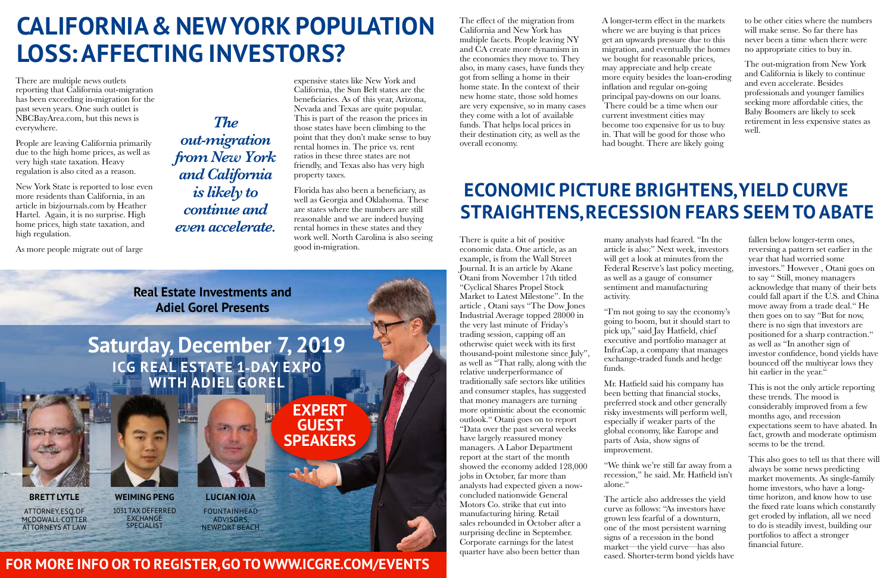# CALIFORNIA & NEW YORK POPULATION LOSS: AFFECTING INVESTORS?

There are multiple news outlets reporting that California out-migration has been exceeding in-migration for the past seven years. One such outlet is NBCBayArea.com, but this news is everywhere.

People are leaving California primarily due to the high home prices, as well as very high state taxation. Heavy regulation is also cited as a reason.

New York State is reported to lose even more residents than California, in an article in bizjournals.com by Heather Hartel. Again, it is no surprise. High home prices, high state taxation, and high regulation.

As more people migrate out of large expensive states like New York and California, the Sun Belt states are the beneficiaries. As of this year, Arizona, Nevada and Texas are quite popular. This is part of the reason the prices in those states have been climbing to the point that they don't make sense to buy rental homes in. The price vs. rent ratios in these three states are not friendly, and Texas also has very high property taxes.

*The out-migration from New York and California is likely to continue and even accelerate.*

Florida has also been a beneficiary, as well as Georgia and Oklahoma. These are states where the numbers are still reasonable and we are indeed buying rental homes in these states and they work well. North Carolina is also seeing good in-migration.

The effect of the migration from California and New York has multiple facets. People leaving NY and CA create more dynamism in the economies they move to. They also, in many cases, have funds they got from selling a home in their home state. In the context of their new home state, those sold homes are very expensive, so in many cases they come with a lot of available funds. That helps local prices in their destination city, as well as the overall economy.

A longer-term effect in the markets where we are buying is that prices get an upwards pressure due to this migration, and eventually the homes we bought for reasonable prices, may appreciate and help create more equity besides the loan-eroding inflation and regular on-going principal pay-downs on our loans. There could be a time when our current investment cities may become too expensive for us to buy in. That will be good for those who had bought. There are likely going to be other cities where the numbers will make sense. So far there has never been a time when there were no appropriate cities to buy in.

The out-migration from New York and California is likely to continue and even accelerate. Besides professionals and younger families seeking more affordable cities, the Baby Boomers are likely to seek retirement in less expensive states as well.

**Real Estate Investments and Adiel Gorel Presents**

## Saturday, December 7, 2019

**ICG REAL ESTATE 1-DAY EXPO WITH ADIEL GOREL**

**EXPERT GUEST SPEAKERS**

**BRETT LYTLE**
ATTORNEY, ESQ. OF MCDOWALL COTTER ATTORNEYS AT LAW

**WEIMING PENG**
1031 TAX DEFERRED EXCHANGE SPECIALIST

**LUCIAN IOJA**
FOUNTAINHEAD ADVISORS, NEWPORT BEACH

**FOR MORE INFO OR TO REGISTER, GO TO WWW.ICGRE.COM/EVENTS**

# ECONOMIC PICTURE BRIGHTENS, YIELD CURVE STRAIGHTENS, RECESSION FEARS SEEM TO ABATE

There is quite a bit of positive economic data. One article, as an example, is from the Wall Street Journal. It is an article by Akane Otani from November 17th titled "Cyclical Shares Propel Stock Market to Latest Milestone". In the article , Otani says "The Dow Jones Industrial Average topped 28000 in the very last minute of Friday's trading session, capping off an otherwise quiet week with its first thousand-point milestone since July", as well as "That rally, along with the relative underperformance of traditionally safe sectors like utilities and consumer staples, has suggested that money managers are turning more optimistic about the economic outlook." Otani goes on to report "Data over the past several weeks have largely reassured money managers. A Labor Department report at the start of the month showed the economy added 128,000 jobs in October, far more than analysts had expected given a now-concluded nationwide General Motors Co. strike that cut into manufacturing hiring. Retail sales rebounded in October after a surprising decline in September. Corporate earnings for the latest quarter have also been better than many analysts had feared. "In the article is also:" Next week, investors will get a look at minutes from the Federal Reserve's last policy meeting, as well as a gauge of consumer sentiment and manufacturing activity.

"I'm not going to say the economy's going to boom, but it should start to pick up," said Jay Hatfield, chief executive and portfolio manager at InfraCap, a company that manages exchange-traded funds and hedge funds.

Mr. Hatfield said his company has been betting that financial stocks, preferred stock and other generally risky investments will perform well, especially if weaker parts of the global economy, like Europe and parts of Asia, show signs of improvement.

"We think we're still far away from a recession," he said. Mr. Hatfield isn't alone."

The article also addresses the yield curve as follows: "As investors have grown less fearful of a downturn, one of the most persistent warning signs of a recession in the bond market—the yield curve—has also eased. Shorter-term bond yields have fallen below longer-term ones, reversing a pattern set earlier in the year that had worried some investors." However , Otani goes on to say " Still, money managers acknowledge that many of their bets could fall apart if the U.S. and China move away from a trade deal." He then goes on to say "But for now, there is no sign that investors are positioned for a sharp contraction." as well as "In another sign of investor confidence, bond yields have bounced off the multiyear lows they hit earlier in the year."

This is not the only article reporting these trends. The mood is considerably improved from a few months ago, and recession expectations seem to have abated. In fact, growth and moderate optimism seems to be the trend.

This also goes to tell us that there will always be some news predicting market movements. As single-family home investors, who have a long-time horizon, and know how to use the fixed rate loans which constantly get eroded by inflation, all we need to do is steadily invest, building our portfolios to affect a stronger financial future.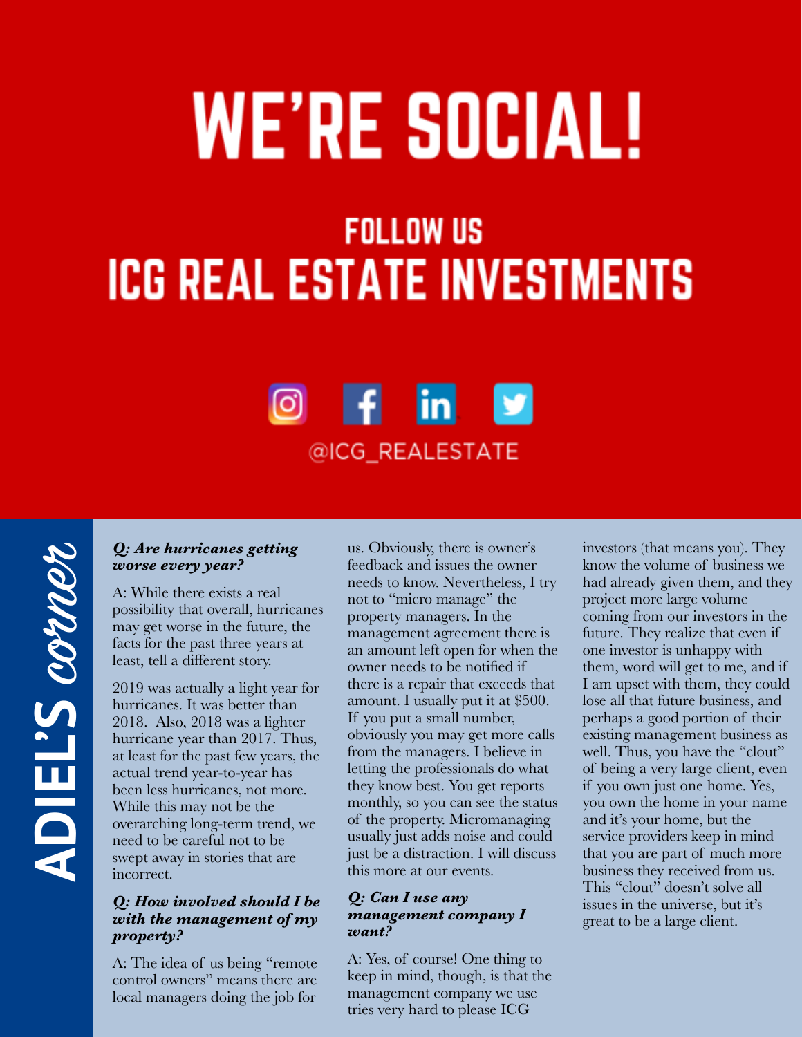# WE'RE SOCIAL!

## FOLLOW US
## ICG REAL ESTATE INVESTMENTS

@ICG_REALESTATE

## ADIEL'S *corner*

***Q: Are hurricanes getting worse every year?***

A: While there exists a real possibility that overall, hurricanes may get worse in the future, the facts for the past three years at least, tell a different story.

2019 was actually a light year for hurricanes. It was better than 2018. Also, 2018 was a lighter hurricane year than 2017. Thus, at least for the past few years, the actual trend year-to-year has been less hurricanes, not more. While this may not be the overarching long-term trend, we need to be careful not to be swept away in stories that are incorrect.

***Q: How involved should I be with the management of my property?***

A: The idea of us being "remote control owners" means there are local managers doing the job for us. Obviously, there is owner's feedback and issues the owner needs to know. Nevertheless, I try not to "micro manage" the property managers. In the management agreement there is an amount left open for when the owner needs to be notified if there is a repair that exceeds that amount. I usually put it at $500. If you put a small number, obviously you may get more calls from the managers. I believe in letting the professionals do what they know best. You get reports monthly, so you can see the status of the property. Micromanaging usually just adds noise and could just be a distraction. I will discuss this more at our events.

***Q: Can I use any management company I want?***

A: Yes, of course! One thing to keep in mind, though, is that the management company we use tries very hard to please ICG investors (that means you). They know the volume of business we had already given them, and they project more large volume coming from our investors in the future. They realize that even if one investor is unhappy with them, word will get to me, and if I am upset with them, they could lose all that future business, and perhaps a good portion of their existing management business as well. Thus, you have the "clout" of being a very large client, even if you own just one home. Yes, you own the home in your name and it's your home, but the service providers keep in mind that you are part of much more business they received from us. This "clout" doesn't solve all issues in the universe, but it's great to be a large client.